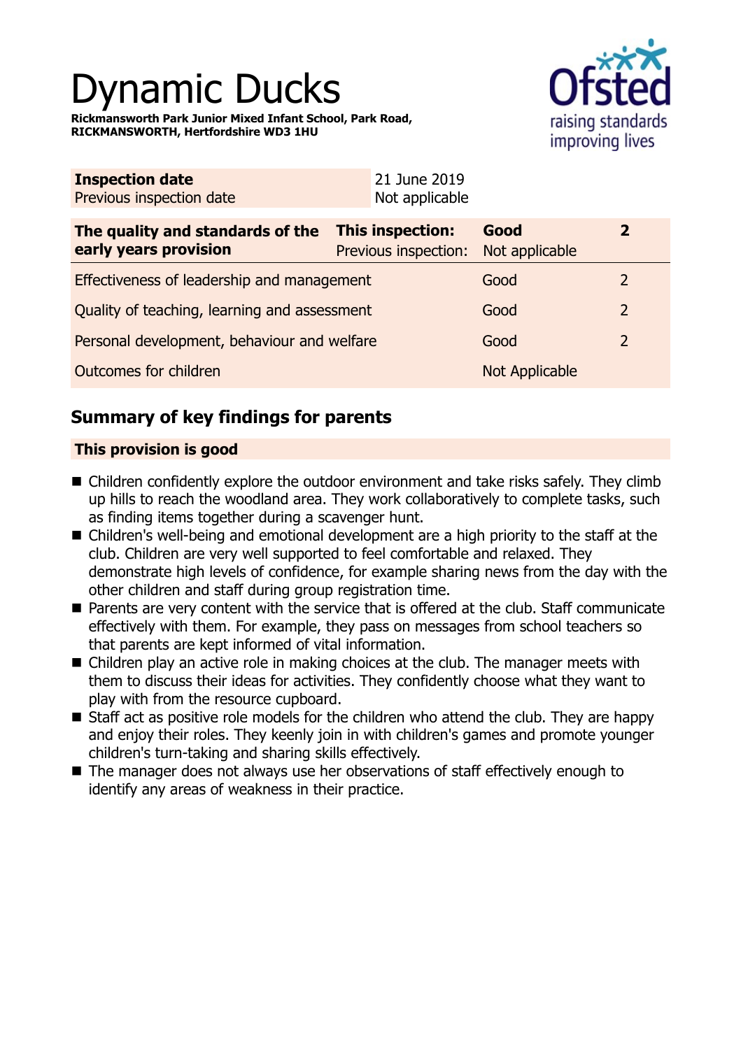# Dynamic Ducks

**Rickmansworth Park Junior Mixed Infant School, Park Road, RICKMANSWORTH, Hertfordshire WD3 1HU**

| **Inspection date** | 21 June 2019 |
|---|---|
| Previous inspection date | Not applicable |

| **The quality and standards of the early years provision** | **This inspection:** Previous inspection: | **Good** Not applicable | **2** |
|---|---|---|---|
| Effectiveness of leadership and management | | Good | 2 |
| Quality of teaching, learning and assessment | | Good | 2 |
| Personal development, behaviour and welfare | | Good | 2 |
| Outcomes for children | | Not Applicable | |

## Summary of key findings for parents

**This provision is good**

- Children confidently explore the outdoor environment and take risks safely. They climb up hills to reach the woodland area. They work collaboratively to complete tasks, such as finding items together during a scavenger hunt.
- Children's well-being and emotional development are a high priority to the staff at the club. Children are very well supported to feel comfortable and relaxed. They demonstrate high levels of confidence, for example sharing news from the day with the other children and staff during group registration time.
- Parents are very content with the service that is offered at the club. Staff communicate effectively with them. For example, they pass on messages from school teachers so that parents are kept informed of vital information.
- Children play an active role in making choices at the club. The manager meets with them to discuss their ideas for activities. They confidently choose what they want to play with from the resource cupboard.
- Staff act as positive role models for the children who attend the club. They are happy and enjoy their roles. They keenly join in with children's games and promote younger children's turn-taking and sharing skills effectively.
- The manager does not always use her observations of staff effectively enough to identify any areas of weakness in their practice.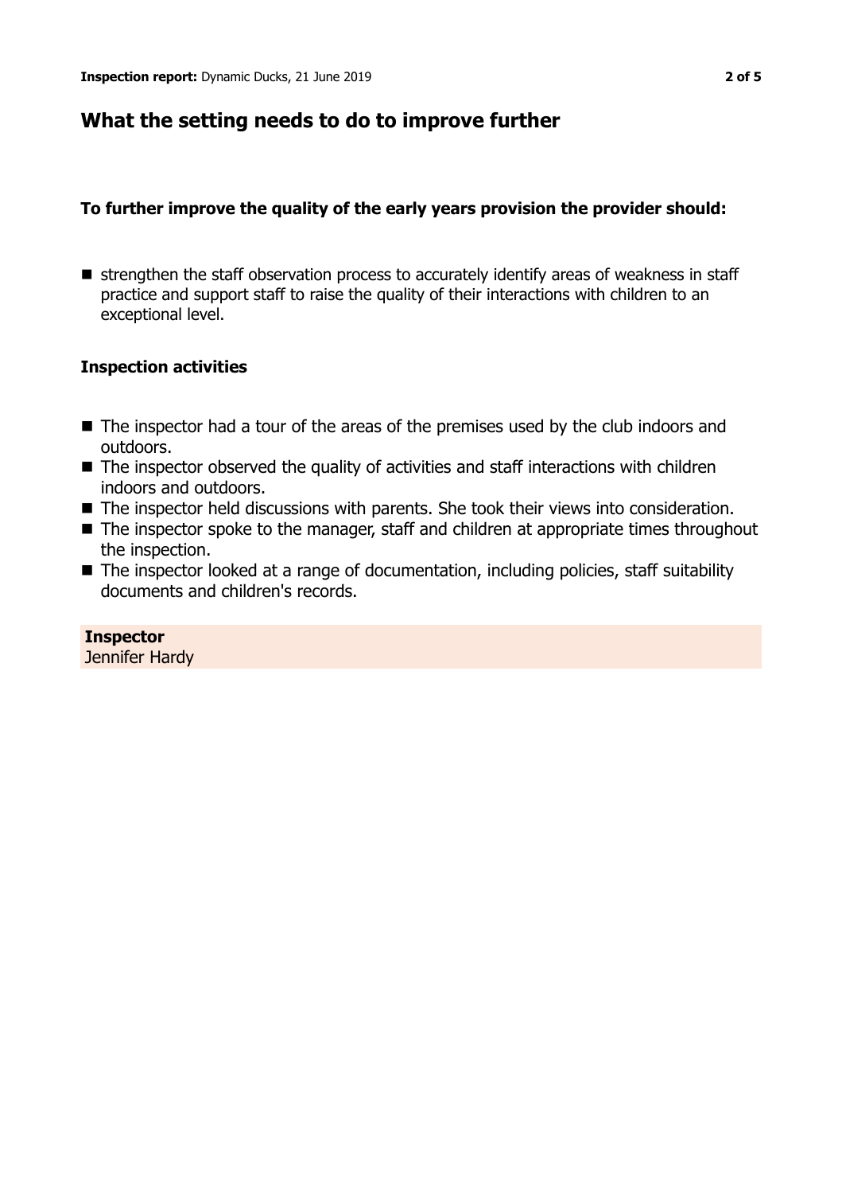## What the setting needs to do to improve further

### To further improve the quality of the early years provision the provider should:

- strengthen the staff observation process to accurately identify areas of weakness in staff practice and support staff to raise the quality of their interactions with children to an exceptional level.

### Inspection activities

- The inspector had a tour of the areas of the premises used by the club indoors and outdoors.
- The inspector observed the quality of activities and staff interactions with children indoors and outdoors.
- The inspector held discussions with parents. She took their views into consideration.
- The inspector spoke to the manager, staff and children at appropriate times throughout the inspection.
- The inspector looked at a range of documentation, including policies, staff suitability documents and children's records.

**Inspector**
Jennifer Hardy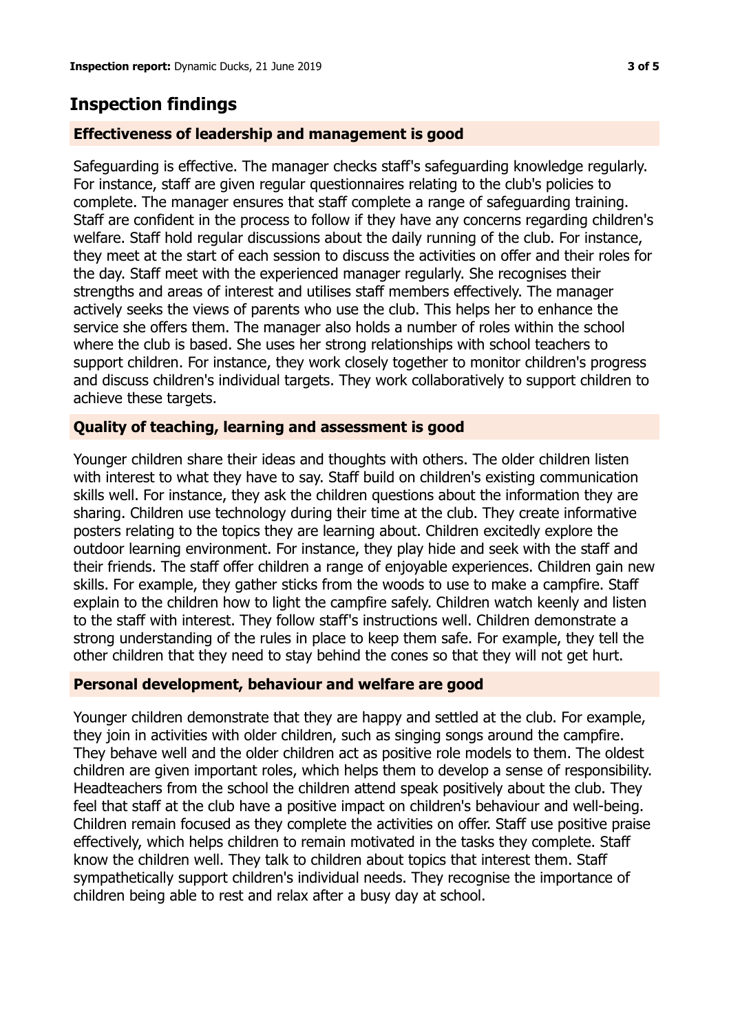## Inspection findings

### Effectiveness of leadership and management is good

Safeguarding is effective. The manager checks staff's safeguarding knowledge regularly. For instance, staff are given regular questionnaires relating to the club's policies to complete. The manager ensures that staff complete a range of safeguarding training. Staff are confident in the process to follow if they have any concerns regarding children's welfare. Staff hold regular discussions about the daily running of the club. For instance, they meet at the start of each session to discuss the activities on offer and their roles for the day. Staff meet with the experienced manager regularly. She recognises their strengths and areas of interest and utilises staff members effectively. The manager actively seeks the views of parents who use the club. This helps her to enhance the service she offers them. The manager also holds a number of roles within the school where the club is based. She uses her strong relationships with school teachers to support children. For instance, they work closely together to monitor children's progress and discuss children's individual targets. They work collaboratively to support children to achieve these targets.

### Quality of teaching, learning and assessment is good

Younger children share their ideas and thoughts with others. The older children listen with interest to what they have to say. Staff build on children's existing communication skills well. For instance, they ask the children questions about the information they are sharing. Children use technology during their time at the club. They create informative posters relating to the topics they are learning about. Children excitedly explore the outdoor learning environment. For instance, they play hide and seek with the staff and their friends. The staff offer children a range of enjoyable experiences. Children gain new skills. For example, they gather sticks from the woods to use to make a campfire. Staff explain to the children how to light the campfire safely. Children watch keenly and listen to the staff with interest. They follow staff's instructions well. Children demonstrate a strong understanding of the rules in place to keep them safe. For example, they tell the other children that they need to stay behind the cones so that they will not get hurt.

### Personal development, behaviour and welfare are good

Younger children demonstrate that they are happy and settled at the club. For example, they join in activities with older children, such as singing songs around the campfire. They behave well and the older children act as positive role models to them. The oldest children are given important roles, which helps them to develop a sense of responsibility. Headteachers from the school the children attend speak positively about the club. They feel that staff at the club have a positive impact on children's behaviour and well-being. Children remain focused as they complete the activities on offer. Staff use positive praise effectively, which helps children to remain motivated in the tasks they complete. Staff know the children well. They talk to children about topics that interest them. Staff sympathetically support children's individual needs. They recognise the importance of children being able to rest and relax after a busy day at school.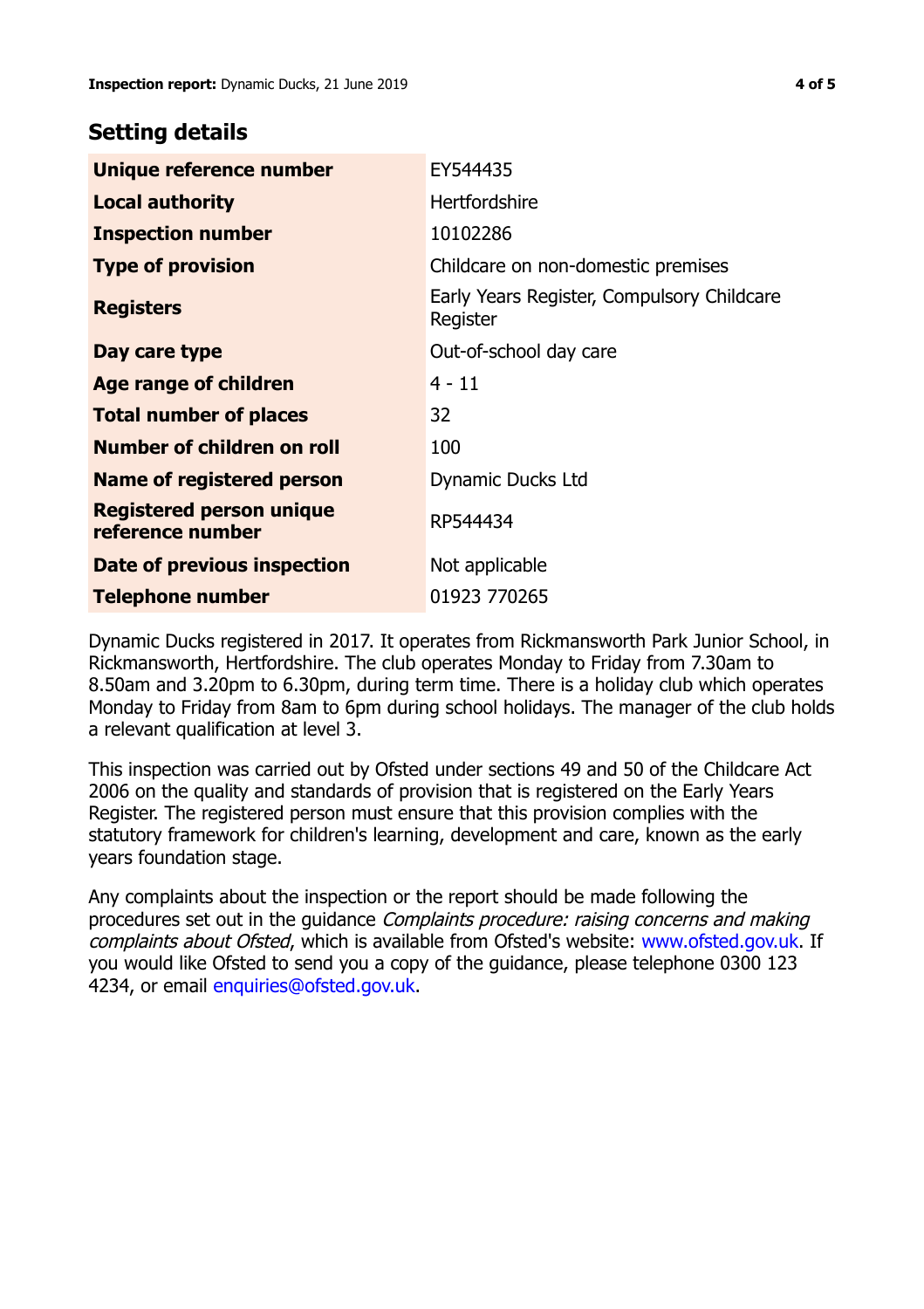## Setting details

| | |
|---|---|
| **Unique reference number** | EY544435 |
| **Local authority** | Hertfordshire |
| **Inspection number** | 10102286 |
| **Type of provision** | Childcare on non-domestic premises |
| **Registers** | Early Years Register, Compulsory Childcare Register |
| **Day care type** | Out-of-school day care |
| **Age range of children** | 4 - 11 |
| **Total number of places** | 32 |
| **Number of children on roll** | 100 |
| **Name of registered person** | Dynamic Ducks Ltd |
| **Registered person unique reference number** | RP544434 |
| **Date of previous inspection** | Not applicable |
| **Telephone number** | 01923 770265 |

Dynamic Ducks registered in 2017. It operates from Rickmansworth Park Junior School, in Rickmansworth, Hertfordshire. The club operates Monday to Friday from 7.30am to 8.50am and 3.20pm to 6.30pm, during term time. There is a holiday club which operates Monday to Friday from 8am to 6pm during school holidays. The manager of the club holds a relevant qualification at level 3.

This inspection was carried out by Ofsted under sections 49 and 50 of the Childcare Act 2006 on the quality and standards of provision that is registered on the Early Years Register. The registered person must ensure that this provision complies with the statutory framework for children's learning, development and care, known as the early years foundation stage.

Any complaints about the inspection or the report should be made following the procedures set out in the guidance *Complaints procedure: raising concerns and making complaints about Ofsted*, which is available from Ofsted's website: www.ofsted.gov.uk. If you would like Ofsted to send you a copy of the guidance, please telephone 0300 123 4234, or email enquiries@ofsted.gov.uk.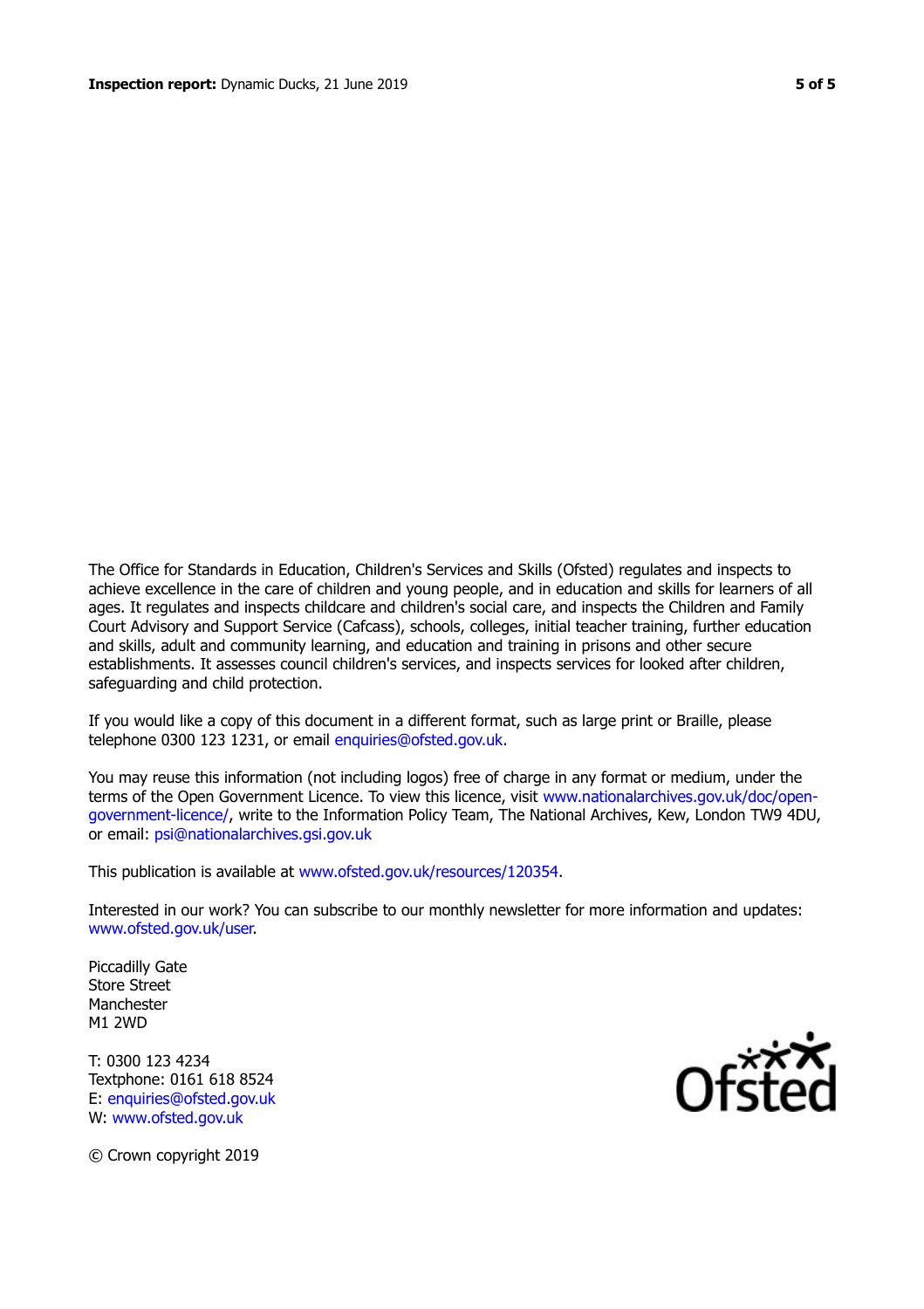The Office for Standards in Education, Children's Services and Skills (Ofsted) regulates and inspects to achieve excellence in the care of children and young people, and in education and skills for learners of all ages. It regulates and inspects childcare and children's social care, and inspects the Children and Family Court Advisory and Support Service (Cafcass), schools, colleges, initial teacher training, further education and skills, adult and community learning, and education and training in prisons and other secure establishments. It assesses council children's services, and inspects services for looked after children, safeguarding and child protection.

If you would like a copy of this document in a different format, such as large print or Braille, please telephone 0300 123 1231, or email enquiries@ofsted.gov.uk.

You may reuse this information (not including logos) free of charge in any format or medium, under the terms of the Open Government Licence. To view this licence, visit www.nationalarchives.gov.uk/doc/open-government-licence/, write to the Information Policy Team, The National Archives, Kew, London TW9 4DU, or email: psi@nationalarchives.gsi.gov.uk

This publication is available at www.ofsted.gov.uk/resources/120354.

Interested in our work? You can subscribe to our monthly newsletter for more information and updates: www.ofsted.gov.uk/user.

Piccadilly Gate
Store Street
Manchester
M1 2WD

T: 0300 123 4234
Textphone: 0161 618 8524
E: enquiries@ofsted.gov.uk
W: www.ofsted.gov.uk

© Crown copyright 2019